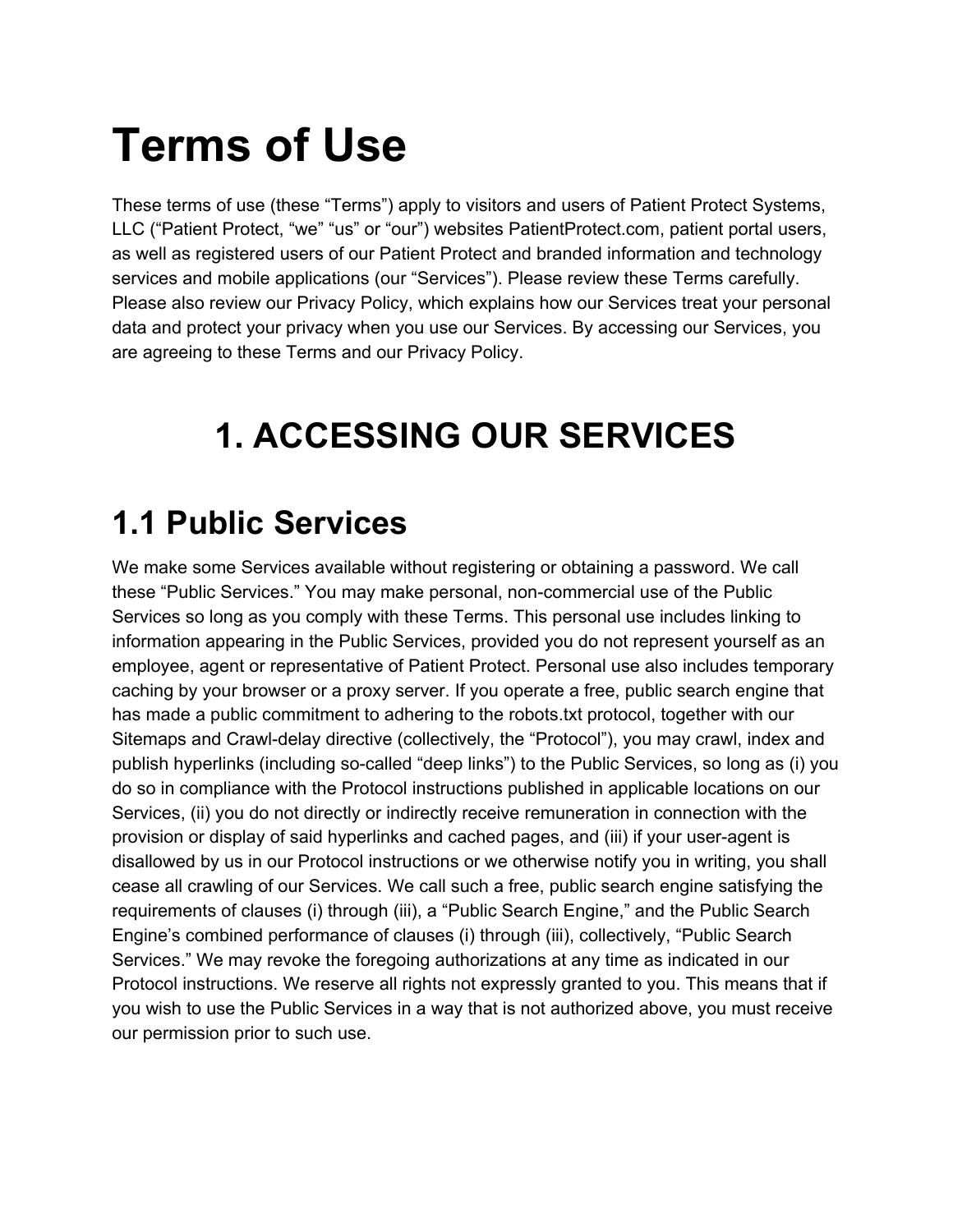# Terms of Use

These terms of use (these “Terms”) apply to visitors and users of Patient Protect Systems, LLC (“Patient Protect, “we” “us” or “our”) websites PatientProtect.com, patient portal users, as well as registered users of our Patient Protect and branded information and technology services and mobile applications (our “Services”). Please review these Terms carefully. Please also review our Privacy Policy, which explains how our Services treat your personal data and protect your privacy when you use our Services. By accessing our Services, you are agreeing to these Terms and our Privacy Policy.

# 1. ACCESSING OUR SERVICES

## 1.1 Public Services

We make some Services available without registering or obtaining a password. We call these “Public Services.” You may make personal, non-commercial use of the Public Services so long as you comply with these Terms. This personal use includes linking to information appearing in the Public Services, provided you do not represent yourself as an employee, agent or representative of Patient Protect. Personal use also includes temporary caching by your browser or a proxy server. If you operate a free, public search engine that has made a public commitment to adhering to the robots.txt protocol, together with our Sitemaps and Crawl-delay directive (collectively, the “Protocol”), you may crawl, index and publish hyperlinks (including so-called “deep links”) to the Public Services, so long as (i) you do so in compliance with the Protocol instructions published in applicable locations on our Services, (ii) you do not directly or indirectly receive remuneration in connection with the provision or display of said hyperlinks and cached pages, and (iii) if your user-agent is disallowed by us in our Protocol instructions or we otherwise notify you in writing, you shall cease all crawling of our Services. We call such a free, public search engine satisfying the requirements of clauses (i) through (iii), a “Public Search Engine,” and the Public Search Engine’s combined performance of clauses (i) through (iii), collectively, “Public Search Services.” We may revoke the foregoing authorizations at any time as indicated in our Protocol instructions. We reserve all rights not expressly granted to you. This means that if you wish to use the Public Services in a way that is not authorized above, you must receive our permission prior to such use.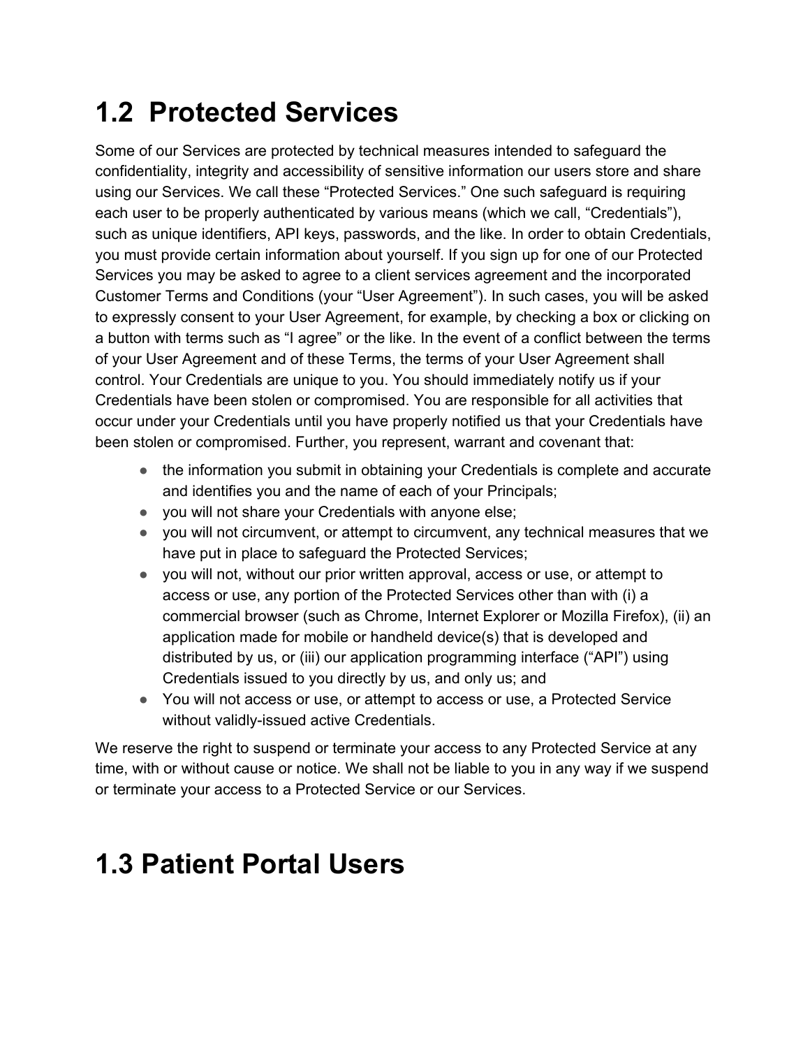# 1.2 Protected Services

Some of our Services are protected by technical measures intended to safeguard the confidentiality, integrity and accessibility of sensitive information our users store and share using our Services. We call these “Protected Services.” One such safeguard is requiring each user to be properly authenticated by various means (which we call, “Credentials”), such as unique identifiers, API keys, passwords, and the like. In order to obtain Credentials, you must provide certain information about yourself. If you sign up for one of our Protected Services you may be asked to agree to a client services agreement and the incorporated Customer Terms and Conditions (your “User Agreement”). In such cases, you will be asked to expressly consent to your User Agreement, for example, by checking a box or clicking on a button with terms such as “I agree” or the like. In the event of a conflict between the terms of your User Agreement and of these Terms, the terms of your User Agreement shall control. Your Credentials are unique to you. You should immediately notify us if your Credentials have been stolen or compromised. You are responsible for all activities that occur under your Credentials until you have properly notified us that your Credentials have been stolen or compromised. Further, you represent, warrant and covenant that:

- the information you submit in obtaining your Credentials is complete and accurate and identifies you and the name of each of your Principals;
- you will not share your Credentials with anyone else;
- you will not circumvent, or attempt to circumvent, any technical measures that we have put in place to safeguard the Protected Services;
- you will not, without our prior written approval, access or use, or attempt to access or use, any portion of the Protected Services other than with (i) a commercial browser (such as Chrome, Internet Explorer or Mozilla Firefox), (ii) an application made for mobile or handheld device(s) that is developed and distributed by us, or (iii) our application programming interface (“API”) using Credentials issued to you directly by us, and only us; and
- You will not access or use, or attempt to access or use, a Protected Service without validly-issued active Credentials.

We reserve the right to suspend or terminate your access to any Protected Service at any time, with or without cause or notice. We shall not be liable to you in any way if we suspend or terminate your access to a Protected Service or our Services.

# 1.3 Patient Portal Users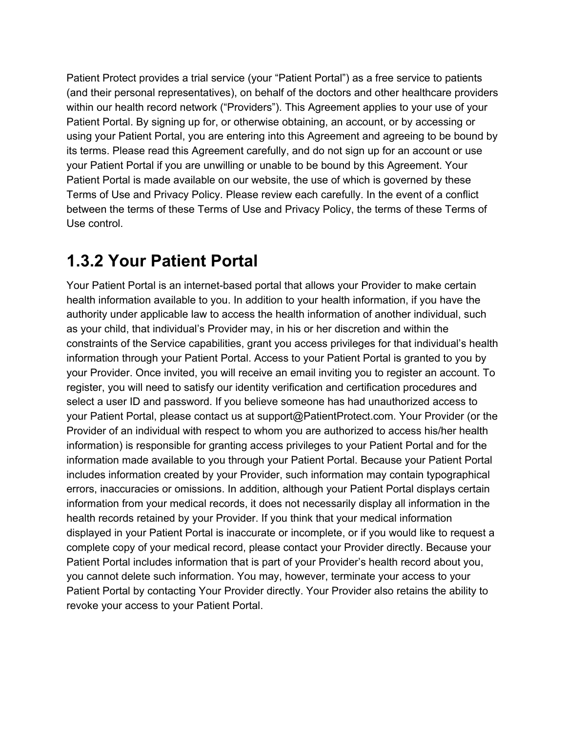Patient Protect provides a trial service (your "Patient Portal") as a free service to patients (and their personal representatives), on behalf of the doctors and other healthcare providers within our health record network ("Providers"). This Agreement applies to your use of your Patient Portal. By signing up for, or otherwise obtaining, an account, or by accessing or using your Patient Portal, you are entering into this Agreement and agreeing to be bound by its terms. Please read this Agreement carefully, and do not sign up for an account or use your Patient Portal if you are unwilling or unable to be bound by this Agreement. Your Patient Portal is made available on our website, the use of which is governed by these Terms of Use and Privacy Policy. Please review each carefully. In the event of a conflict between the terms of these Terms of Use and Privacy Policy, the terms of these Terms of Use control.

## 1.3.2 Your Patient Portal

Your Patient Portal is an internet-based portal that allows your Provider to make certain health information available to you. In addition to your health information, if you have the authority under applicable law to access the health information of another individual, such as your child, that individual's Provider may, in his or her discretion and within the constraints of the Service capabilities, grant you access privileges for that individual's health information through your Patient Portal. Access to your Patient Portal is granted to you by your Provider. Once invited, you will receive an email inviting you to register an account. To register, you will need to satisfy our identity verification and certification procedures and select a user ID and password. If you believe someone has had unauthorized access to your Patient Portal, please contact us at support@PatientProtect.com. Your Provider (or the Provider of an individual with respect to whom you are authorized to access his/her health information) is responsible for granting access privileges to your Patient Portal and for the information made available to you through your Patient Portal. Because your Patient Portal includes information created by your Provider, such information may contain typographical errors, inaccuracies or omissions. In addition, although your Patient Portal displays certain information from your medical records, it does not necessarily display all information in the health records retained by your Provider. If you think that your medical information displayed in your Patient Portal is inaccurate or incomplete, or if you would like to request a complete copy of your medical record, please contact your Provider directly. Because your Patient Portal includes information that is part of your Provider's health record about you, you cannot delete such information. You may, however, terminate your access to your Patient Portal by contacting Your Provider directly. Your Provider also retains the ability to revoke your access to your Patient Portal.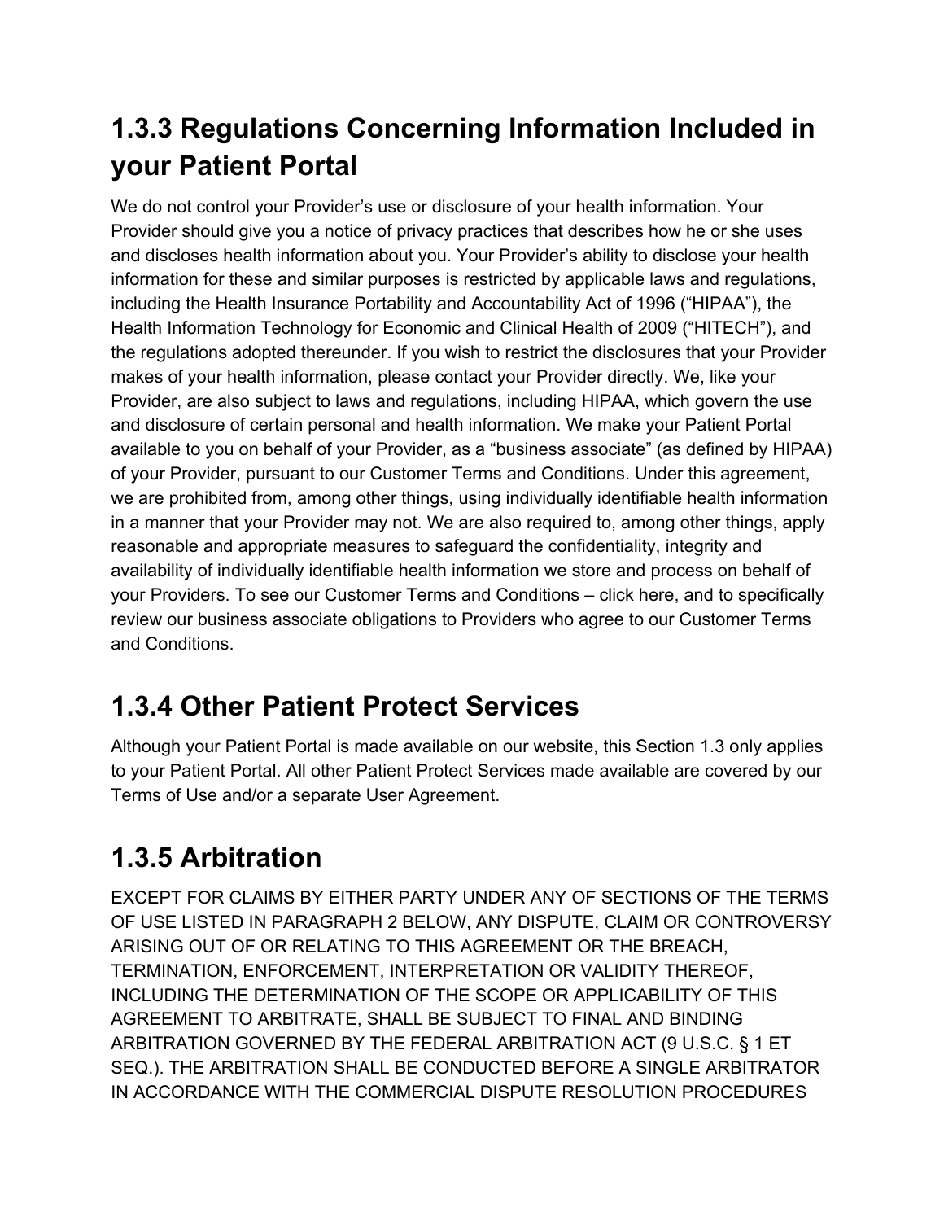## 1.3.3 Regulations Concerning Information Included in your Patient Portal

We do not control your Provider’s use or disclosure of your health information. Your Provider should give you a notice of privacy practices that describes how he or she uses and discloses health information about you. Your Provider’s ability to disclose your health information for these and similar purposes is restricted by applicable laws and regulations, including the Health Insurance Portability and Accountability Act of 1996 (“HIPAA”), the Health Information Technology for Economic and Clinical Health of 2009 (“HITECH”), and the regulations adopted thereunder. If you wish to restrict the disclosures that your Provider makes of your health information, please contact your Provider directly. We, like your Provider, are also subject to laws and regulations, including HIPAA, which govern the use and disclosure of certain personal and health information. We make your Patient Portal available to you on behalf of your Provider, as a “business associate” (as defined by HIPAA) of your Provider, pursuant to our Customer Terms and Conditions. Under this agreement, we are prohibited from, among other things, using individually identifiable health information in a manner that your Provider may not. We are also required to, among other things, apply reasonable and appropriate measures to safeguard the confidentiality, integrity and availability of individually identifiable health information we store and process on behalf of your Providers. To see our Customer Terms and Conditions – click here, and to specifically review our business associate obligations to Providers who agree to our Customer Terms and Conditions.

## 1.3.4 Other Patient Protect Services

Although your Patient Portal is made available on our website, this Section 1.3 only applies to your Patient Portal. All other Patient Protect Services made available are covered by our Terms of Use and/or a separate User Agreement.

## 1.3.5 Arbitration

EXCEPT FOR CLAIMS BY EITHER PARTY UNDER ANY OF SECTIONS OF THE TERMS OF USE LISTED IN PARAGRAPH 2 BELOW, ANY DISPUTE, CLAIM OR CONTROVERSY ARISING OUT OF OR RELATING TO THIS AGREEMENT OR THE BREACH, TERMINATION, ENFORCEMENT, INTERPRETATION OR VALIDITY THEREOF, INCLUDING THE DETERMINATION OF THE SCOPE OR APPLICABILITY OF THIS AGREEMENT TO ARBITRATE, SHALL BE SUBJECT TO FINAL AND BINDING ARBITRATION GOVERNED BY THE FEDERAL ARBITRATION ACT (9 U.S.C. § 1 ET SEQ.). THE ARBITRATION SHALL BE CONDUCTED BEFORE A SINGLE ARBITRATOR IN ACCORDANCE WITH THE COMMERCIAL DISPUTE RESOLUTION PROCEDURES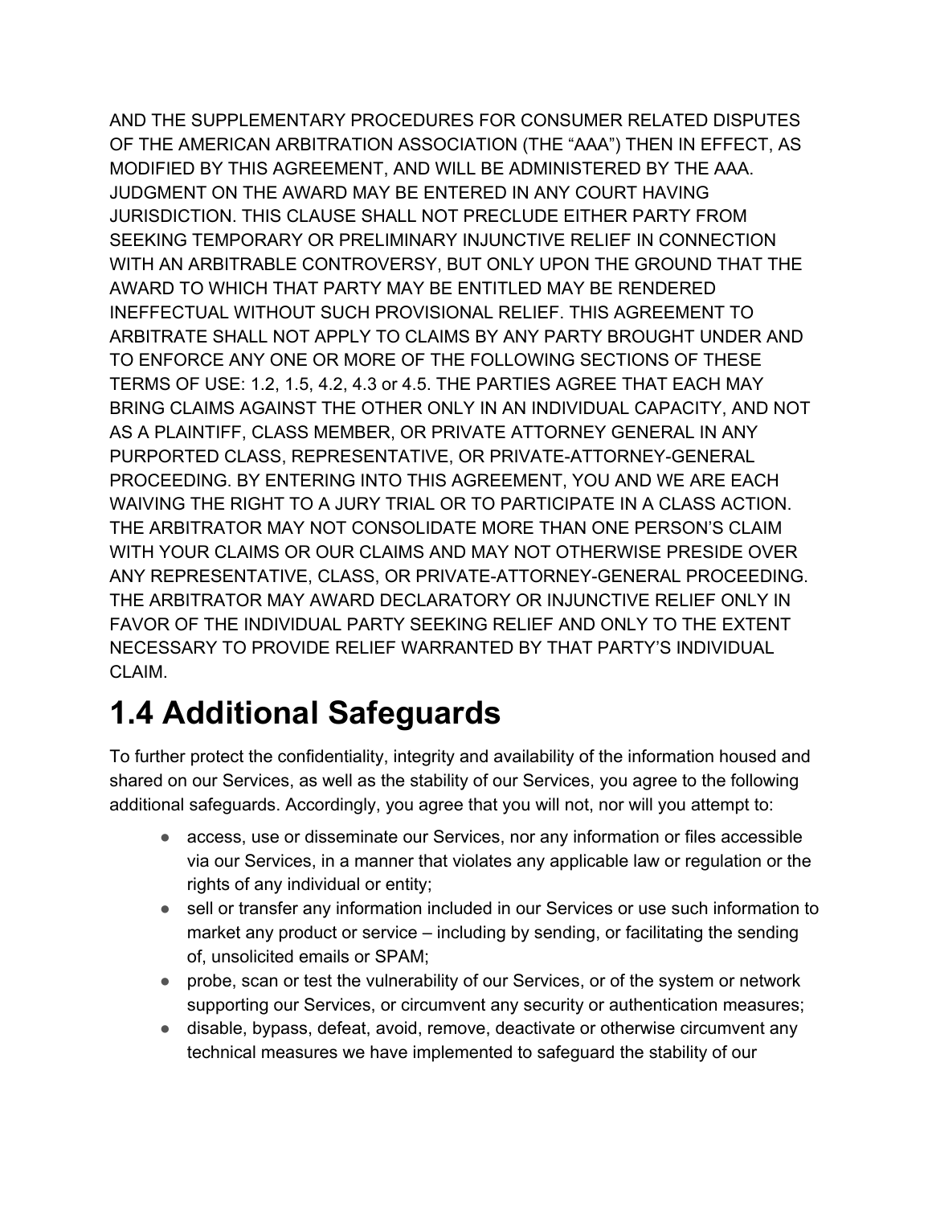AND THE SUPPLEMENTARY PROCEDURES FOR CONSUMER RELATED DISPUTES OF THE AMERICAN ARBITRATION ASSOCIATION (THE “AAA”) THEN IN EFFECT, AS MODIFIED BY THIS AGREEMENT, AND WILL BE ADMINISTERED BY THE AAA. JUDGMENT ON THE AWARD MAY BE ENTERED IN ANY COURT HAVING JURISDICTION. THIS CLAUSE SHALL NOT PRECLUDE EITHER PARTY FROM SEEKING TEMPORARY OR PRELIMINARY INJUNCTIVE RELIEF IN CONNECTION WITH AN ARBITRABLE CONTROVERSY, BUT ONLY UPON THE GROUND THAT THE AWARD TO WHICH THAT PARTY MAY BE ENTITLED MAY BE RENDERED INEFFECTUAL WITHOUT SUCH PROVISIONAL RELIEF. THIS AGREEMENT TO ARBITRATE SHALL NOT APPLY TO CLAIMS BY ANY PARTY BROUGHT UNDER AND TO ENFORCE ANY ONE OR MORE OF THE FOLLOWING SECTIONS OF THESE TERMS OF USE: 1.2, 1.5, 4.2, 4.3 or 4.5. THE PARTIES AGREE THAT EACH MAY BRING CLAIMS AGAINST THE OTHER ONLY IN AN INDIVIDUAL CAPACITY, AND NOT AS A PLAINTIFF, CLASS MEMBER, OR PRIVATE ATTORNEY GENERAL IN ANY PURPORTED CLASS, REPRESENTATIVE, OR PRIVATE-ATTORNEY-GENERAL PROCEEDING. BY ENTERING INTO THIS AGREEMENT, YOU AND WE ARE EACH WAIVING THE RIGHT TO A JURY TRIAL OR TO PARTICIPATE IN A CLASS ACTION. THE ARBITRATOR MAY NOT CONSOLIDATE MORE THAN ONE PERSON’S CLAIM WITH YOUR CLAIMS OR OUR CLAIMS AND MAY NOT OTHERWISE PRESIDE OVER ANY REPRESENTATIVE, CLASS, OR PRIVATE-ATTORNEY-GENERAL PROCEEDING. THE ARBITRATOR MAY AWARD DECLARATORY OR INJUNCTIVE RELIEF ONLY IN FAVOR OF THE INDIVIDUAL PARTY SEEKING RELIEF AND ONLY TO THE EXTENT NECESSARY TO PROVIDE RELIEF WARRANTED BY THAT PARTY’S INDIVIDUAL CLAIM.

# 1.4 Additional Safeguards

To further protect the confidentiality, integrity and availability of the information housed and shared on our Services, as well as the stability of our Services, you agree to the following additional safeguards. Accordingly, you agree that you will not, nor will you attempt to:

- access, use or disseminate our Services, nor any information or files accessible via our Services, in a manner that violates any applicable law or regulation or the rights of any individual or entity;
- sell or transfer any information included in our Services or use such information to market any product or service – including by sending, or facilitating the sending of, unsolicited emails or SPAM;
- probe, scan or test the vulnerability of our Services, or of the system or network supporting our Services, or circumvent any security or authentication measures;
- disable, bypass, defeat, avoid, remove, deactivate or otherwise circumvent any technical measures we have implemented to safeguard the stability of our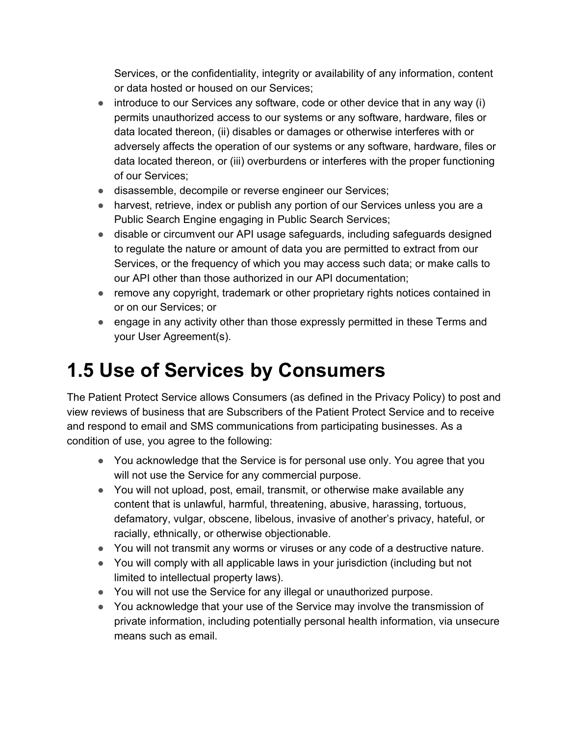Services, or the confidentiality, integrity or availability of any information, content or data hosted or housed on our Services;

- introduce to our Services any software, code or other device that in any way (i) permits unauthorized access to our systems or any software, hardware, files or data located thereon, (ii) disables or damages or otherwise interferes with or adversely affects the operation of our systems or any software, hardware, files or data located thereon, or (iii) overburdens or interferes with the proper functioning of our Services;
- disassemble, decompile or reverse engineer our Services;
- harvest, retrieve, index or publish any portion of our Services unless you are a Public Search Engine engaging in Public Search Services;
- disable or circumvent our API usage safeguards, including safeguards designed to regulate the nature or amount of data you are permitted to extract from our Services, or the frequency of which you may access such data; or make calls to our API other than those authorized in our API documentation;
- remove any copyright, trademark or other proprietary rights notices contained in or on our Services; or
- engage in any activity other than those expressly permitted in these Terms and your User Agreement(s).

# 1.5 Use of Services by Consumers

The Patient Protect Service allows Consumers (as defined in the Privacy Policy) to post and view reviews of business that are Subscribers of the Patient Protect Service and to receive and respond to email and SMS communications from participating businesses. As a condition of use, you agree to the following:

- You acknowledge that the Service is for personal use only. You agree that you will not use the Service for any commercial purpose.
- You will not upload, post, email, transmit, or otherwise make available any content that is unlawful, harmful, threatening, abusive, harassing, tortuous, defamatory, vulgar, obscene, libelous, invasive of another's privacy, hateful, or racially, ethnically, or otherwise objectionable.
- You will not transmit any worms or viruses or any code of a destructive nature.
- You will comply with all applicable laws in your jurisdiction (including but not limited to intellectual property laws).
- You will not use the Service for any illegal or unauthorized purpose.
- You acknowledge that your use of the Service may involve the transmission of private information, including potentially personal health information, via unsecure means such as email.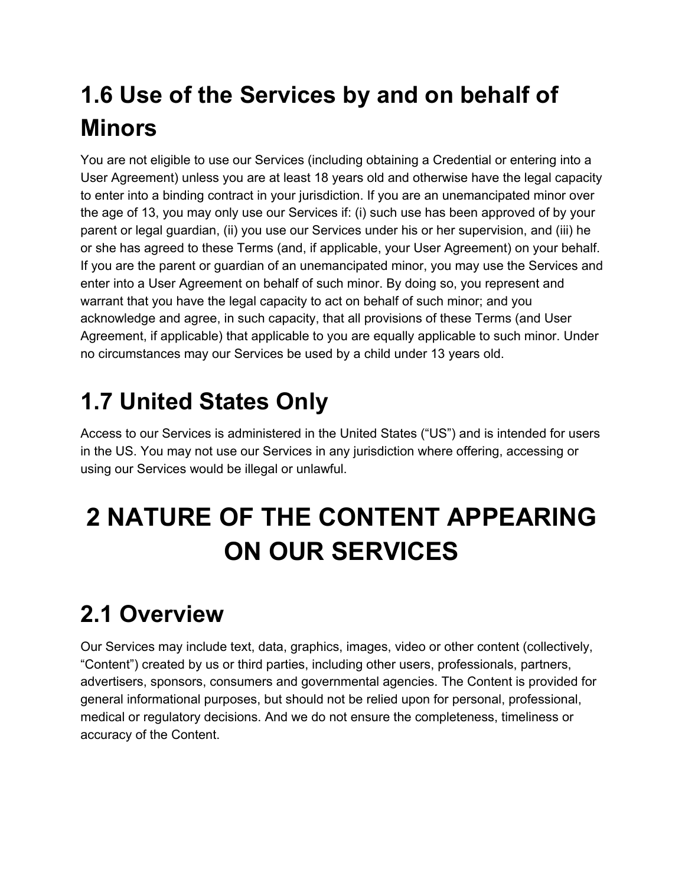## 1.6 Use of the Services by and on behalf of Minors

You are not eligible to use our Services (including obtaining a Credential or entering into a User Agreement) unless you are at least 18 years old and otherwise have the legal capacity to enter into a binding contract in your jurisdiction. If you are an unemancipated minor over the age of 13, you may only use our Services if: (i) such use has been approved of by your parent or legal guardian, (ii) you use our Services under his or her supervision, and (iii) he or she has agreed to these Terms (and, if applicable, your User Agreement) on your behalf. If you are the parent or guardian of an unemancipated minor, you may use the Services and enter into a User Agreement on behalf of such minor. By doing so, you represent and warrant that you have the legal capacity to act on behalf of such minor; and you acknowledge and agree, in such capacity, that all provisions of these Terms (and User Agreement, if applicable) that applicable to you are equally applicable to such minor. Under no circumstances may our Services be used by a child under 13 years old.

## 1.7 United States Only

Access to our Services is administered in the United States ("US") and is intended for users in the US. You may not use our Services in any jurisdiction where offering, accessing or using our Services would be illegal or unlawful.

# 2 NATURE OF THE CONTENT APPEARING ON OUR SERVICES

## 2.1 Overview

Our Services may include text, data, graphics, images, video or other content (collectively, "Content") created by us or third parties, including other users, professionals, partners, advertisers, sponsors, consumers and governmental agencies. The Content is provided for general informational purposes, but should not be relied upon for personal, professional, medical or regulatory decisions. And we do not ensure the completeness, timeliness or accuracy of the Content.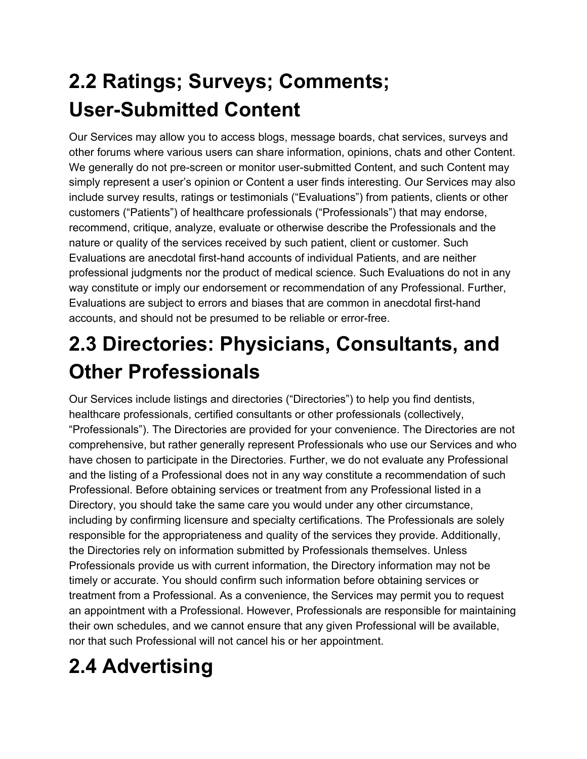# 2.2 Ratings; Surveys; Comments; User-Submitted Content

Our Services may allow you to access blogs, message boards, chat services, surveys and other forums where various users can share information, opinions, chats and other Content. We generally do not pre-screen or monitor user-submitted Content, and such Content may simply represent a user's opinion or Content a user finds interesting. Our Services may also include survey results, ratings or testimonials ("Evaluations") from patients, clients or other customers ("Patients") of healthcare professionals ("Professionals") that may endorse, recommend, critique, analyze, evaluate or otherwise describe the Professionals and the nature or quality of the services received by such patient, client or customer. Such Evaluations are anecdotal first-hand accounts of individual Patients, and are neither professional judgments nor the product of medical science. Such Evaluations do not in any way constitute or imply our endorsement or recommendation of any Professional. Further, Evaluations are subject to errors and biases that are common in anecdotal first-hand accounts, and should not be presumed to be reliable or error-free.

# 2.3 Directories: Physicians, Consultants, and Other Professionals

Our Services include listings and directories ("Directories") to help you find dentists, healthcare professionals, certified consultants or other professionals (collectively, "Professionals"). The Directories are provided for your convenience. The Directories are not comprehensive, but rather generally represent Professionals who use our Services and who have chosen to participate in the Directories. Further, we do not evaluate any Professional and the listing of a Professional does not in any way constitute a recommendation of such Professional. Before obtaining services or treatment from any Professional listed in a Directory, you should take the same care you would under any other circumstance, including by confirming licensure and specialty certifications. The Professionals are solely responsible for the appropriateness and quality of the services they provide. Additionally, the Directories rely on information submitted by Professionals themselves. Unless Professionals provide us with current information, the Directory information may not be timely or accurate. You should confirm such information before obtaining services or treatment from a Professional. As a convenience, the Services may permit you to request an appointment with a Professional. However, Professionals are responsible for maintaining their own schedules, and we cannot ensure that any given Professional will be available, nor that such Professional will not cancel his or her appointment.

# 2.4 Advertising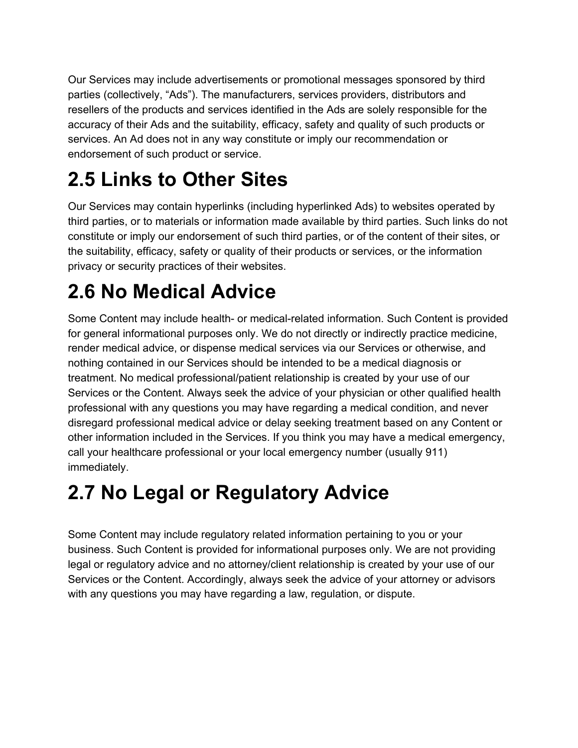Our Services may include advertisements or promotional messages sponsored by third parties (collectively, “Ads”). The manufacturers, services providers, distributors and resellers of the products and services identified in the Ads are solely responsible for the accuracy of their Ads and the suitability, efficacy, safety and quality of such products or services. An Ad does not in any way constitute or imply our recommendation or endorsement of such product or service.

# 2.5 Links to Other Sites

Our Services may contain hyperlinks (including hyperlinked Ads) to websites operated by third parties, or to materials or information made available by third parties. Such links do not constitute or imply our endorsement of such third parties, or of the content of their sites, or the suitability, efficacy, safety or quality of their products or services, or the information privacy or security practices of their websites.

# 2.6 No Medical Advice

Some Content may include health- or medical-related information. Such Content is provided for general informational purposes only. We do not directly or indirectly practice medicine, render medical advice, or dispense medical services via our Services or otherwise, and nothing contained in our Services should be intended to be a medical diagnosis or treatment. No medical professional/patient relationship is created by your use of our Services or the Content. Always seek the advice of your physician or other qualified health professional with any questions you may have regarding a medical condition, and never disregard professional medical advice or delay seeking treatment based on any Content or other information included in the Services. If you think you may have a medical emergency, call your healthcare professional or your local emergency number (usually 911) immediately.

# 2.7 No Legal or Regulatory Advice

Some Content may include regulatory related information pertaining to you or your business. Such Content is provided for informational purposes only. We are not providing legal or regulatory advice and no attorney/client relationship is created by your use of our Services or the Content. Accordingly, always seek the advice of your attorney or advisors with any questions you may have regarding a law, regulation, or dispute.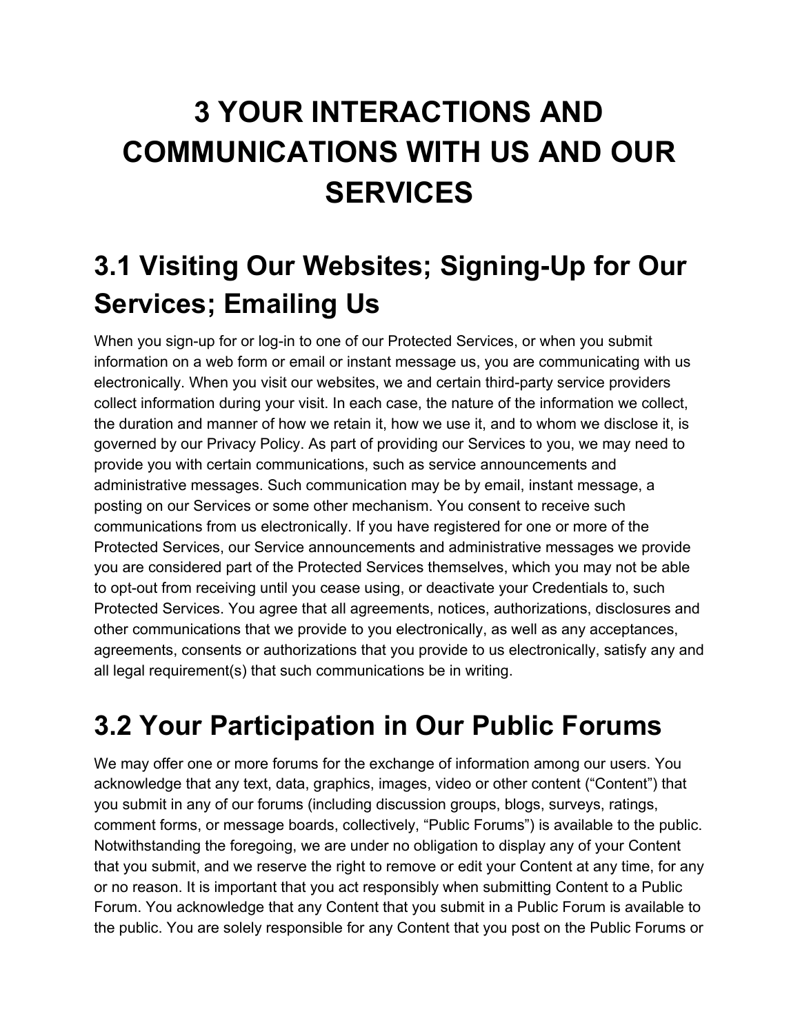# 3 YOUR INTERACTIONS AND COMMUNICATIONS WITH US AND OUR SERVICES

## 3.1 Visiting Our Websites; Signing-Up for Our Services; Emailing Us

When you sign-up for or log-in to one of our Protected Services, or when you submit information on a web form or email or instant message us, you are communicating with us electronically. When you visit our websites, we and certain third-party service providers collect information during your visit. In each case, the nature of the information we collect, the duration and manner of how we retain it, how we use it, and to whom we disclose it, is governed by our Privacy Policy. As part of providing our Services to you, we may need to provide you with certain communications, such as service announcements and administrative messages. Such communication may be by email, instant message, a posting on our Services or some other mechanism. You consent to receive such communications from us electronically. If you have registered for one or more of the Protected Services, our Service announcements and administrative messages we provide you are considered part of the Protected Services themselves, which you may not be able to opt-out from receiving until you cease using, or deactivate your Credentials to, such Protected Services. You agree that all agreements, notices, authorizations, disclosures and other communications that we provide to you electronically, as well as any acceptances, agreements, consents or authorizations that you provide to us electronically, satisfy any and all legal requirement(s) that such communications be in writing.

## 3.2 Your Participation in Our Public Forums

We may offer one or more forums for the exchange of information among our users. You acknowledge that any text, data, graphics, images, video or other content ("Content") that you submit in any of our forums (including discussion groups, blogs, surveys, ratings, comment forms, or message boards, collectively, "Public Forums") is available to the public. Notwithstanding the foregoing, we are under no obligation to display any of your Content that you submit, and we reserve the right to remove or edit your Content at any time, for any or no reason. It is important that you act responsibly when submitting Content to a Public Forum. You acknowledge that any Content that you submit in a Public Forum is available to the public. You are solely responsible for any Content that you post on the Public Forums or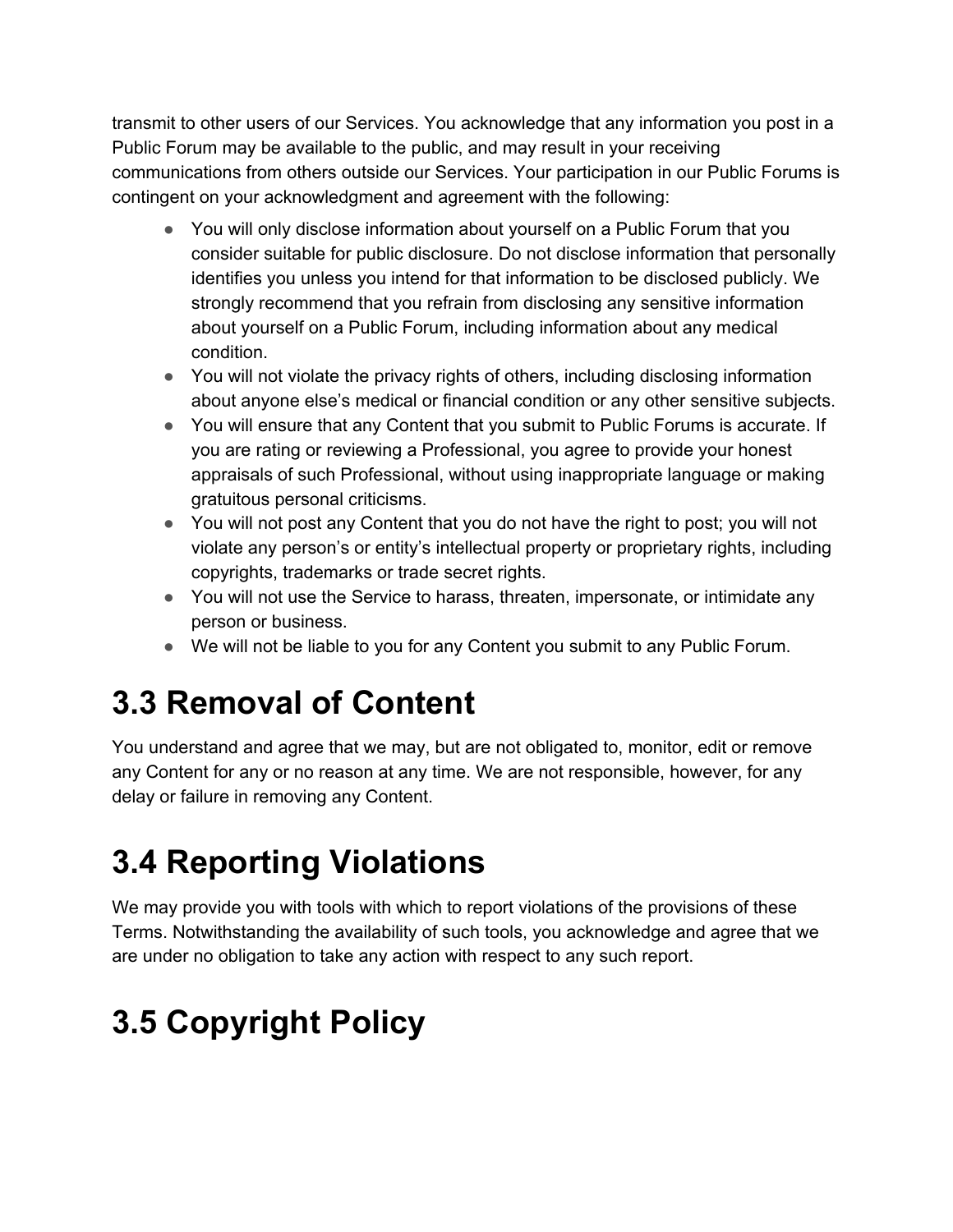transmit to other users of our Services. You acknowledge that any information you post in a Public Forum may be available to the public, and may result in your receiving communications from others outside our Services. Your participation in our Public Forums is contingent on your acknowledgment and agreement with the following:

- You will only disclose information about yourself on a Public Forum that you consider suitable for public disclosure. Do not disclose information that personally identifies you unless you intend for that information to be disclosed publicly. We strongly recommend that you refrain from disclosing any sensitive information about yourself on a Public Forum, including information about any medical condition.
- You will not violate the privacy rights of others, including disclosing information about anyone else's medical or financial condition or any other sensitive subjects.
- You will ensure that any Content that you submit to Public Forums is accurate. If you are rating or reviewing a Professional, you agree to provide your honest appraisals of such Professional, without using inappropriate language or making gratuitous personal criticisms.
- You will not post any Content that you do not have the right to post; you will not violate any person's or entity's intellectual property or proprietary rights, including copyrights, trademarks or trade secret rights.
- You will not use the Service to harass, threaten, impersonate, or intimidate any person or business.
- We will not be liable to you for any Content you submit to any Public Forum.

# 3.3 Removal of Content

You understand and agree that we may, but are not obligated to, monitor, edit or remove any Content for any or no reason at any time. We are not responsible, however, for any delay or failure in removing any Content.

# 3.4 Reporting Violations

We may provide you with tools with which to report violations of the provisions of these Terms. Notwithstanding the availability of such tools, you acknowledge and agree that we are under no obligation to take any action with respect to any such report.

# 3.5 Copyright Policy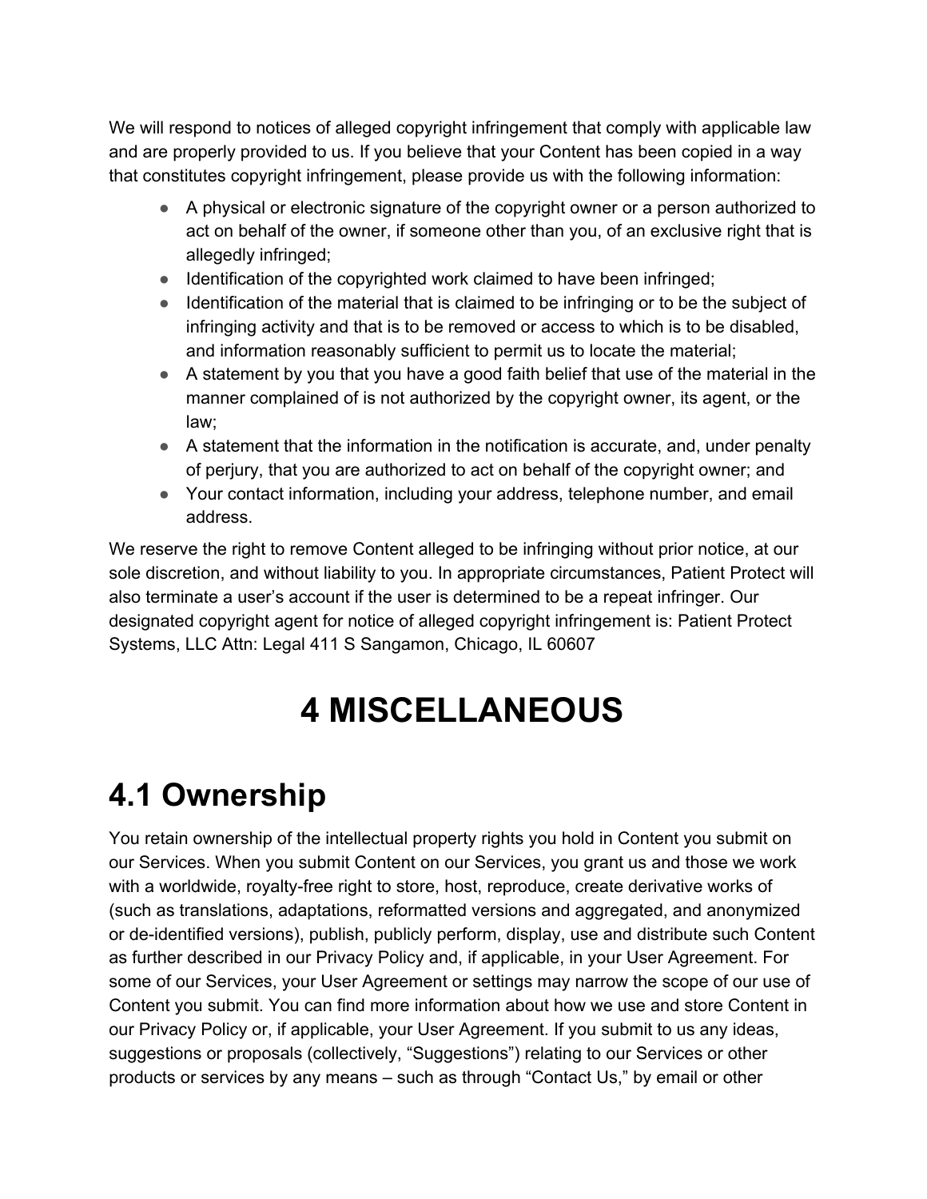We will respond to notices of alleged copyright infringement that comply with applicable law and are properly provided to us. If you believe that your Content has been copied in a way that constitutes copyright infringement, please provide us with the following information:

- A physical or electronic signature of the copyright owner or a person authorized to act on behalf of the owner, if someone other than you, of an exclusive right that is allegedly infringed;
- Identification of the copyrighted work claimed to have been infringed;
- Identification of the material that is claimed to be infringing or to be the subject of infringing activity and that is to be removed or access to which is to be disabled, and information reasonably sufficient to permit us to locate the material;
- A statement by you that you have a good faith belief that use of the material in the manner complained of is not authorized by the copyright owner, its agent, or the law;
- A statement that the information in the notification is accurate, and, under penalty of perjury, that you are authorized to act on behalf of the copyright owner; and
- Your contact information, including your address, telephone number, and email address.

We reserve the right to remove Content alleged to be infringing without prior notice, at our sole discretion, and without liability to you. In appropriate circumstances, Patient Protect will also terminate a user's account if the user is determined to be a repeat infringer. Our designated copyright agent for notice of alleged copyright infringement is: Patient Protect Systems, LLC Attn: Legal 411 S Sangamon, Chicago, IL 60607

# 4 MISCELLANEOUS

## 4.1 Ownership

You retain ownership of the intellectual property rights you hold in Content you submit on our Services. When you submit Content on our Services, you grant us and those we work with a worldwide, royalty-free right to store, host, reproduce, create derivative works of (such as translations, adaptations, reformatted versions and aggregated, and anonymized or de-identified versions), publish, publicly perform, display, use and distribute such Content as further described in our Privacy Policy and, if applicable, in your User Agreement. For some of our Services, your User Agreement or settings may narrow the scope of our use of Content you submit. You can find more information about how we use and store Content in our Privacy Policy or, if applicable, your User Agreement. If you submit to us any ideas, suggestions or proposals (collectively, "Suggestions") relating to our Services or other products or services by any means – such as through "Contact Us," by email or other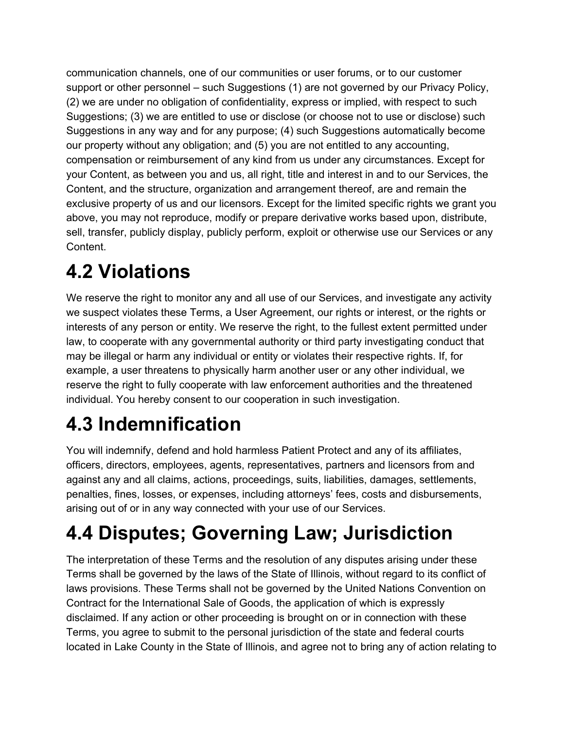communication channels, one of our communities or user forums, or to our customer support or other personnel – such Suggestions (1) are not governed by our Privacy Policy, (2) we are under no obligation of confidentiality, express or implied, with respect to such Suggestions; (3) we are entitled to use or disclose (or choose not to use or disclose) such Suggestions in any way and for any purpose; (4) such Suggestions automatically become our property without any obligation; and (5) you are not entitled to any accounting, compensation or reimbursement of any kind from us under any circumstances. Except for your Content, as between you and us, all right, title and interest in and to our Services, the Content, and the structure, organization and arrangement thereof, are and remain the exclusive property of us and our licensors. Except for the limited specific rights we grant you above, you may not reproduce, modify or prepare derivative works based upon, distribute, sell, transfer, publicly display, publicly perform, exploit or otherwise use our Services or any Content.

# 4.2 Violations

We reserve the right to monitor any and all use of our Services, and investigate any activity we suspect violates these Terms, a User Agreement, our rights or interest, or the rights or interests of any person or entity. We reserve the right, to the fullest extent permitted under law, to cooperate with any governmental authority or third party investigating conduct that may be illegal or harm any individual or entity or violates their respective rights. If, for example, a user threatens to physically harm another user or any other individual, we reserve the right to fully cooperate with law enforcement authorities and the threatened individual. You hereby consent to our cooperation in such investigation.

# 4.3 Indemnification

You will indemnify, defend and hold harmless Patient Protect and any of its affiliates, officers, directors, employees, agents, representatives, partners and licensors from and against any and all claims, actions, proceedings, suits, liabilities, damages, settlements, penalties, fines, losses, or expenses, including attorneys' fees, costs and disbursements, arising out of or in any way connected with your use of our Services.

# 4.4 Disputes; Governing Law; Jurisdiction

The interpretation of these Terms and the resolution of any disputes arising under these Terms shall be governed by the laws of the State of Illinois, without regard to its conflict of laws provisions. These Terms shall not be governed by the United Nations Convention on Contract for the International Sale of Goods, the application of which is expressly disclaimed. If any action or other proceeding is brought on or in connection with these Terms, you agree to submit to the personal jurisdiction of the state and federal courts located in Lake County in the State of Illinois, and agree not to bring any of action relating to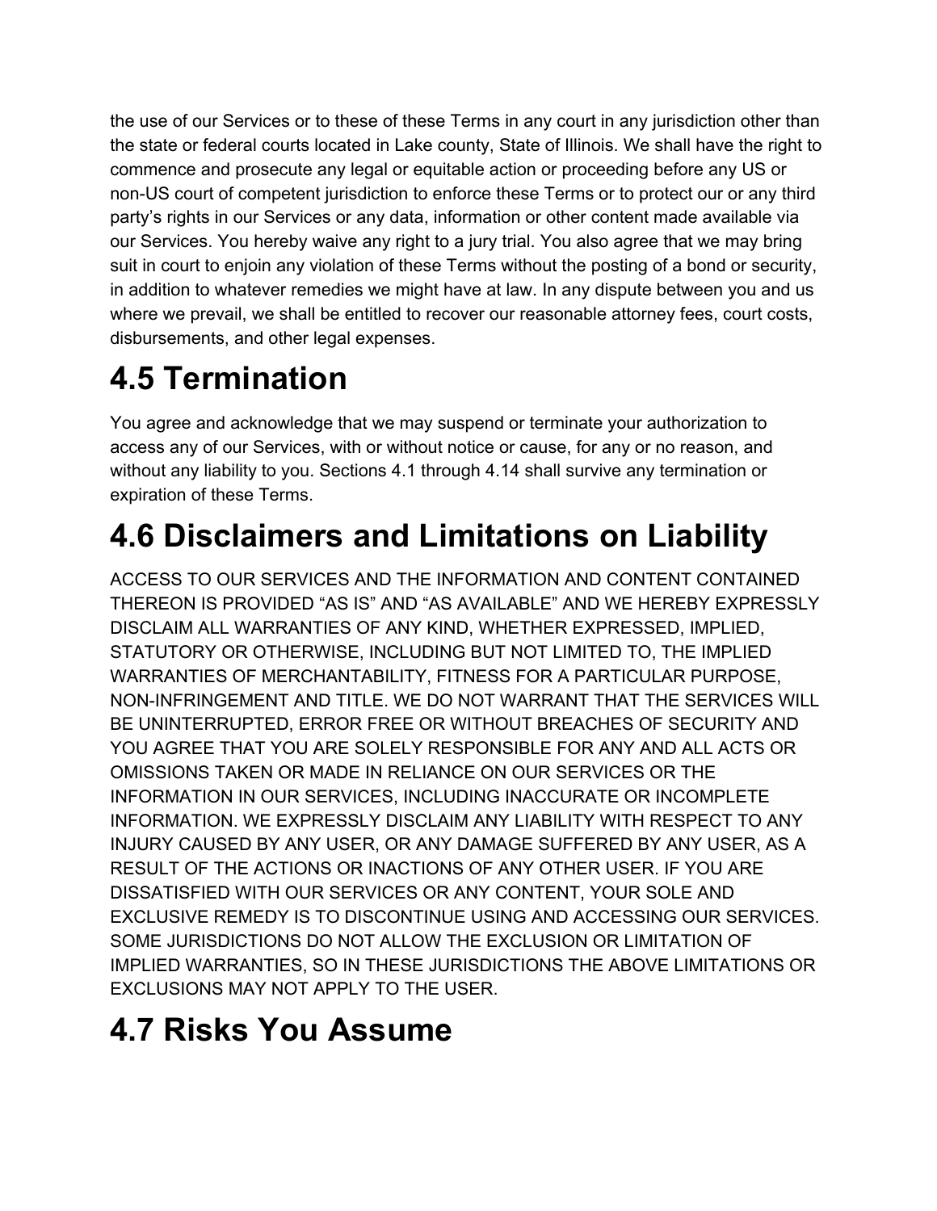the use of our Services or to these of these Terms in any court in any jurisdiction other than the state or federal courts located in Lake county, State of Illinois. We shall have the right to commence and prosecute any legal or equitable action or proceeding before any US or non-US court of competent jurisdiction to enforce these Terms or to protect our or any third party's rights in our Services or any data, information or other content made available via our Services. You hereby waive any right to a jury trial. You also agree that we may bring suit in court to enjoin any violation of these Terms without the posting of a bond or security, in addition to whatever remedies we might have at law. In any dispute between you and us where we prevail, we shall be entitled to recover our reasonable attorney fees, court costs, disbursements, and other legal expenses.

# 4.5 Termination

You agree and acknowledge that we may suspend or terminate your authorization to access any of our Services, with or without notice or cause, for any or no reason, and without any liability to you. Sections 4.1 through 4.14 shall survive any termination or expiration of these Terms.

# 4.6 Disclaimers and Limitations on Liability

ACCESS TO OUR SERVICES AND THE INFORMATION AND CONTENT CONTAINED THEREON IS PROVIDED "AS IS" AND "AS AVAILABLE" AND WE HEREBY EXPRESSLY DISCLAIM ALL WARRANTIES OF ANY KIND, WHETHER EXPRESSED, IMPLIED, STATUTORY OR OTHERWISE, INCLUDING BUT NOT LIMITED TO, THE IMPLIED WARRANTIES OF MERCHANTABILITY, FITNESS FOR A PARTICULAR PURPOSE, NON-INFRINGEMENT AND TITLE. WE DO NOT WARRANT THAT THE SERVICES WILL BE UNINTERRUPTED, ERROR FREE OR WITHOUT BREACHES OF SECURITY AND YOU AGREE THAT YOU ARE SOLELY RESPONSIBLE FOR ANY AND ALL ACTS OR OMISSIONS TAKEN OR MADE IN RELIANCE ON OUR SERVICES OR THE INFORMATION IN OUR SERVICES, INCLUDING INACCURATE OR INCOMPLETE INFORMATION. WE EXPRESSLY DISCLAIM ANY LIABILITY WITH RESPECT TO ANY INJURY CAUSED BY ANY USER, OR ANY DAMAGE SUFFERED BY ANY USER, AS A RESULT OF THE ACTIONS OR INACTIONS OF ANY OTHER USER. IF YOU ARE DISSATISFIED WITH OUR SERVICES OR ANY CONTENT, YOUR SOLE AND EXCLUSIVE REMEDY IS TO DISCONTINUE USING AND ACCESSING OUR SERVICES. SOME JURISDICTIONS DO NOT ALLOW THE EXCLUSION OR LIMITATION OF IMPLIED WARRANTIES, SO IN THESE JURISDICTIONS THE ABOVE LIMITATIONS OR EXCLUSIONS MAY NOT APPLY TO THE USER.

# 4.7 Risks You Assume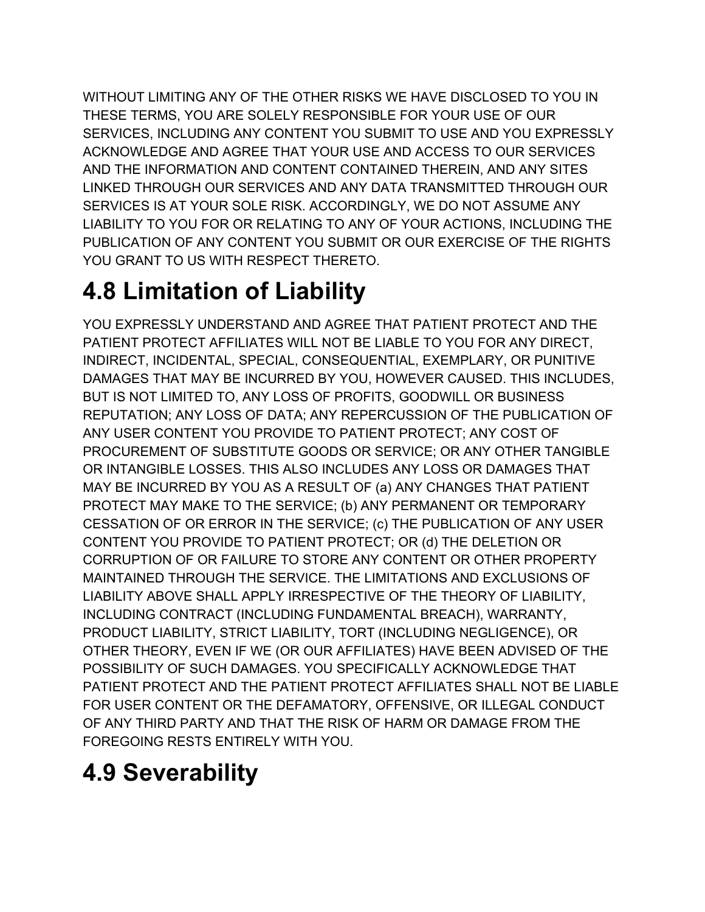WITHOUT LIMITING ANY OF THE OTHER RISKS WE HAVE DISCLOSED TO YOU IN THESE TERMS, YOU ARE SOLELY RESPONSIBLE FOR YOUR USE OF OUR SERVICES, INCLUDING ANY CONTENT YOU SUBMIT TO USE AND YOU EXPRESSLY ACKNOWLEDGE AND AGREE THAT YOUR USE AND ACCESS TO OUR SERVICES AND THE INFORMATION AND CONTENT CONTAINED THEREIN, AND ANY SITES LINKED THROUGH OUR SERVICES AND ANY DATA TRANSMITTED THROUGH OUR SERVICES IS AT YOUR SOLE RISK. ACCORDINGLY, WE DO NOT ASSUME ANY LIABILITY TO YOU FOR OR RELATING TO ANY OF YOUR ACTIONS, INCLUDING THE PUBLICATION OF ANY CONTENT YOU SUBMIT OR OUR EXERCISE OF THE RIGHTS YOU GRANT TO US WITH RESPECT THERETO.

## 4.8 Limitation of Liability

YOU EXPRESSLY UNDERSTAND AND AGREE THAT PATIENT PROTECT AND THE PATIENT PROTECT AFFILIATES WILL NOT BE LIABLE TO YOU FOR ANY DIRECT, INDIRECT, INCIDENTAL, SPECIAL, CONSEQUENTIAL, EXEMPLARY, OR PUNITIVE DAMAGES THAT MAY BE INCURRED BY YOU, HOWEVER CAUSED. THIS INCLUDES, BUT IS NOT LIMITED TO, ANY LOSS OF PROFITS, GOODWILL OR BUSINESS REPUTATION; ANY LOSS OF DATA; ANY REPERCUSSION OF THE PUBLICATION OF ANY USER CONTENT YOU PROVIDE TO PATIENT PROTECT; ANY COST OF PROCUREMENT OF SUBSTITUTE GOODS OR SERVICE; OR ANY OTHER TANGIBLE OR INTANGIBLE LOSSES. THIS ALSO INCLUDES ANY LOSS OR DAMAGES THAT MAY BE INCURRED BY YOU AS A RESULT OF (a) ANY CHANGES THAT PATIENT PROTECT MAY MAKE TO THE SERVICE; (b) ANY PERMANENT OR TEMPORARY CESSATION OF OR ERROR IN THE SERVICE; (c) THE PUBLICATION OF ANY USER CONTENT YOU PROVIDE TO PATIENT PROTECT; OR (d) THE DELETION OR CORRUPTION OF OR FAILURE TO STORE ANY CONTENT OR OTHER PROPERTY MAINTAINED THROUGH THE SERVICE. THE LIMITATIONS AND EXCLUSIONS OF LIABILITY ABOVE SHALL APPLY IRRESPECTIVE OF THE THEORY OF LIABILITY, INCLUDING CONTRACT (INCLUDING FUNDAMENTAL BREACH), WARRANTY, PRODUCT LIABILITY, STRICT LIABILITY, TORT (INCLUDING NEGLIGENCE), OR OTHER THEORY, EVEN IF WE (OR OUR AFFILIATES) HAVE BEEN ADVISED OF THE POSSIBILITY OF SUCH DAMAGES. YOU SPECIFICALLY ACKNOWLEDGE THAT PATIENT PROTECT AND THE PATIENT PROTECT AFFILIATES SHALL NOT BE LIABLE FOR USER CONTENT OR THE DEFAMATORY, OFFENSIVE, OR ILLEGAL CONDUCT OF ANY THIRD PARTY AND THAT THE RISK OF HARM OR DAMAGE FROM THE FOREGOING RESTS ENTIRELY WITH YOU.

## 4.9 Severability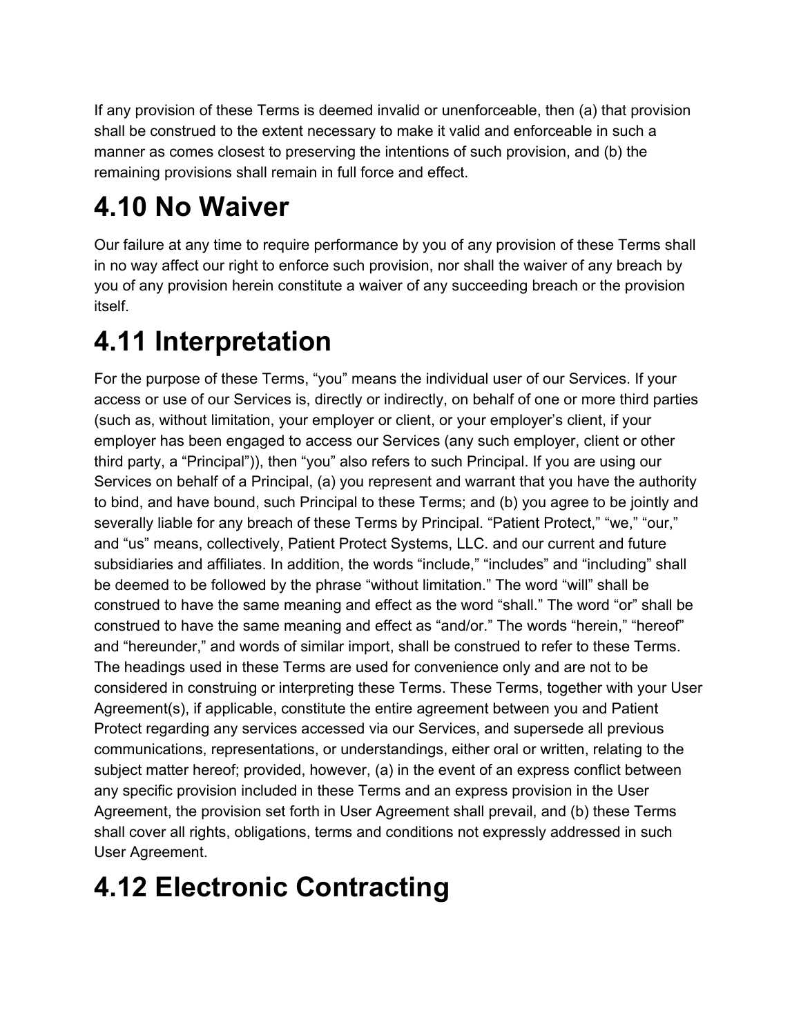If any provision of these Terms is deemed invalid or unenforceable, then (a) that provision shall be construed to the extent necessary to make it valid and enforceable in such a manner as comes closest to preserving the intentions of such provision, and (b) the remaining provisions shall remain in full force and effect.

# 4.10 No Waiver

Our failure at any time to require performance by you of any provision of these Terms shall in no way affect our right to enforce such provision, nor shall the waiver of any breach by you of any provision herein constitute a waiver of any succeeding breach or the provision itself.

# 4.11 Interpretation

For the purpose of these Terms, “you” means the individual user of our Services. If your access or use of our Services is, directly or indirectly, on behalf of one or more third parties (such as, without limitation, your employer or client, or your employer’s client, if your employer has been engaged to access our Services (any such employer, client or other third party, a “Principal”)), then “you” also refers to such Principal. If you are using our Services on behalf of a Principal, (a) you represent and warrant that you have the authority to bind, and have bound, such Principal to these Terms; and (b) you agree to be jointly and severally liable for any breach of these Terms by Principal. “Patient Protect,” “we,” “our,” and “us” means, collectively, Patient Protect Systems, LLC. and our current and future subsidiaries and affiliates. In addition, the words “include,” “includes” and “including” shall be deemed to be followed by the phrase “without limitation.” The word “will” shall be construed to have the same meaning and effect as the word “shall.” The word “or” shall be construed to have the same meaning and effect as “and/or.” The words “herein,” “hereof” and “hereunder,” and words of similar import, shall be construed to refer to these Terms. The headings used in these Terms are used for convenience only and are not to be considered in construing or interpreting these Terms. These Terms, together with your User Agreement(s), if applicable, constitute the entire agreement between you and Patient Protect regarding any services accessed via our Services, and supersede all previous communications, representations, or understandings, either oral or written, relating to the subject matter hereof; provided, however, (a) in the event of an express conflict between any specific provision included in these Terms and an express provision in the User Agreement, the provision set forth in User Agreement shall prevail, and (b) these Terms shall cover all rights, obligations, terms and conditions not expressly addressed in such User Agreement.

# 4.12 Electronic Contracting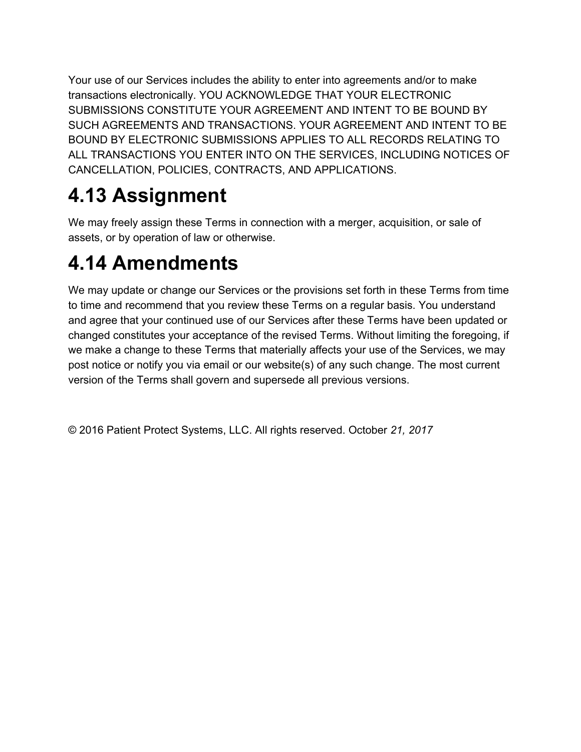Your use of our Services includes the ability to enter into agreements and/or to make transactions electronically. YOU ACKNOWLEDGE THAT YOUR ELECTRONIC SUBMISSIONS CONSTITUTE YOUR AGREEMENT AND INTENT TO BE BOUND BY SUCH AGREEMENTS AND TRANSACTIONS. YOUR AGREEMENT AND INTENT TO BE BOUND BY ELECTRONIC SUBMISSIONS APPLIES TO ALL RECORDS RELATING TO ALL TRANSACTIONS YOU ENTER INTO ON THE SERVICES, INCLUDING NOTICES OF CANCELLATION, POLICIES, CONTRACTS, AND APPLICATIONS.

# 4.13 Assignment

We may freely assign these Terms in connection with a merger, acquisition, or sale of assets, or by operation of law or otherwise.

# 4.14 Amendments

We may update or change our Services or the provisions set forth in these Terms from time to time and recommend that you review these Terms on a regular basis. You understand and agree that your continued use of our Services after these Terms have been updated or changed constitutes your acceptance of the revised Terms. Without limiting the foregoing, if we make a change to these Terms that materially affects your use of the Services, we may post notice or notify you via email or our website(s) of any such change. The most current version of the Terms shall govern and supersede all previous versions.

© 2016 Patient Protect Systems, LLC. All rights reserved. October *21, 2017*